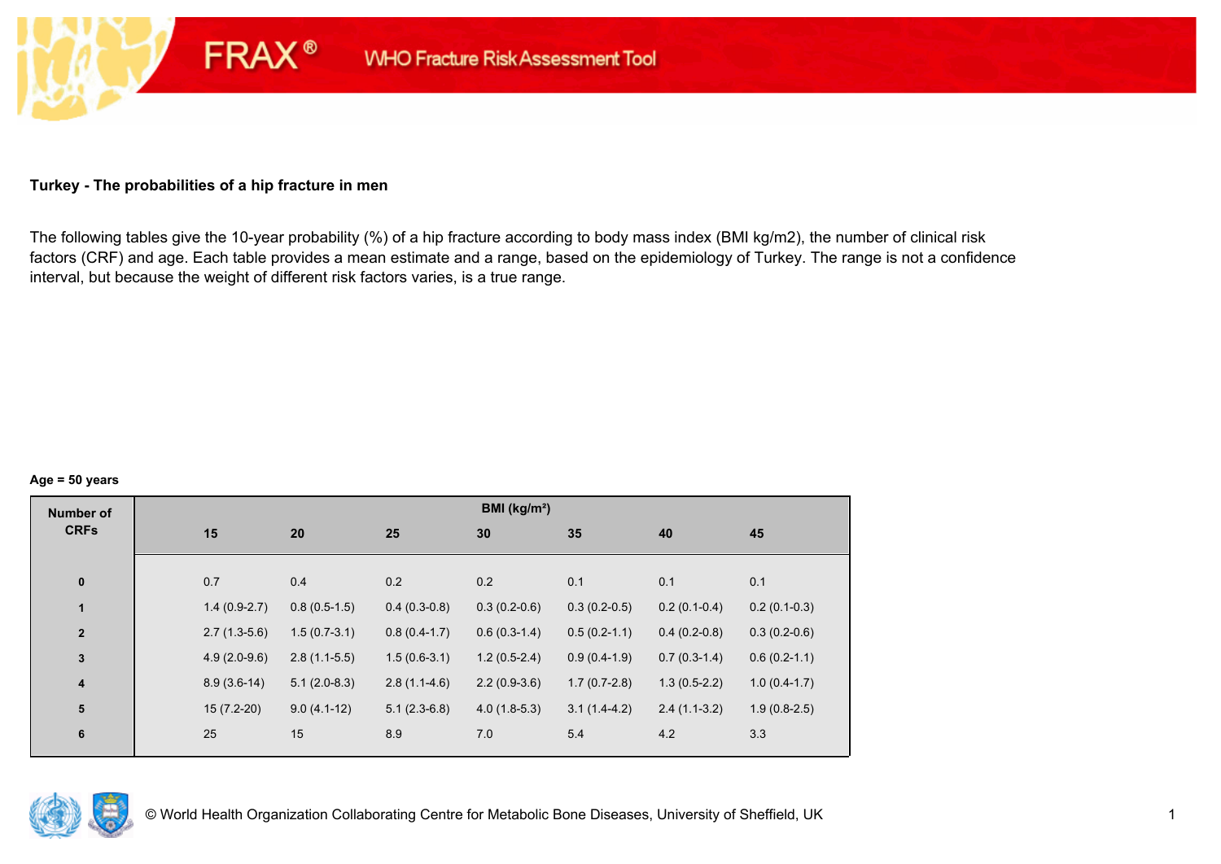FRAX® WHO Fracture Risk Assessment Tool

## Turkey - The probabilities of a hip fracture in men

The following tables give the 10-year probability (%) of a hip fracture according to body mass index (BMI kg/m2), the number of clinical risk factors (CRF) and age. Each table provides a mean estimate and a range, based on the epidemiology of Turkey. The range is not a confidence interval, but because the weight of different risk factors varies, is a true range.

**Age = 50 years**

| Number of CRFs | BMI (kg/m²) | | | | | | |
|---|---|---|---|---|---|---|---|
| | 15 | 20 | 25 | 30 | 35 | 40 | 45 |
| 0 | 0.7 | 0.4 | 0.2 | 0.2 | 0.1 | 0.1 | 0.1 |
| 1 | 1.4 (0.9-2.7) | 0.8 (0.5-1.5) | 0.4 (0.3-0.8) | 0.3 (0.2-0.6) | 0.3 (0.2-0.5) | 0.2 (0.1-0.4) | 0.2 (0.1-0.3) |
| 2 | 2.7 (1.3-5.6) | 1.5 (0.7-3.1) | 0.8 (0.4-1.7) | 0.6 (0.3-1.4) | 0.5 (0.2-1.1) | 0.4 (0.2-0.8) | 0.3 (0.2-0.6) |
| 3 | 4.9 (2.0-9.6) | 2.8 (1.1-5.5) | 1.5 (0.6-3.1) | 1.2 (0.5-2.4) | 0.9 (0.4-1.9) | 0.7 (0.3-1.4) | 0.6 (0.2-1.1) |
| 4 | 8.9 (3.6-14) | 5.1 (2.0-8.3) | 2.8 (1.1-4.6) | 2.2 (0.9-3.6) | 1.7 (0.7-2.8) | 1.3 (0.5-2.2) | 1.0 (0.4-1.7) |
| 5 | 15 (7.2-20) | 9.0 (4.1-12) | 5.1 (2.3-6.8) | 4.0 (1.8-5.3) | 3.1 (1.4-4.2) | 2.4 (1.1-3.2) | 1.9 (0.8-2.5) |
| 6 | 25 | 15 | 8.9 | 7.0 | 5.4 | 4.2 | 3.3 |

© World Health Organization Collaborating Centre for Metabolic Bone Diseases, University of Sheffield, UK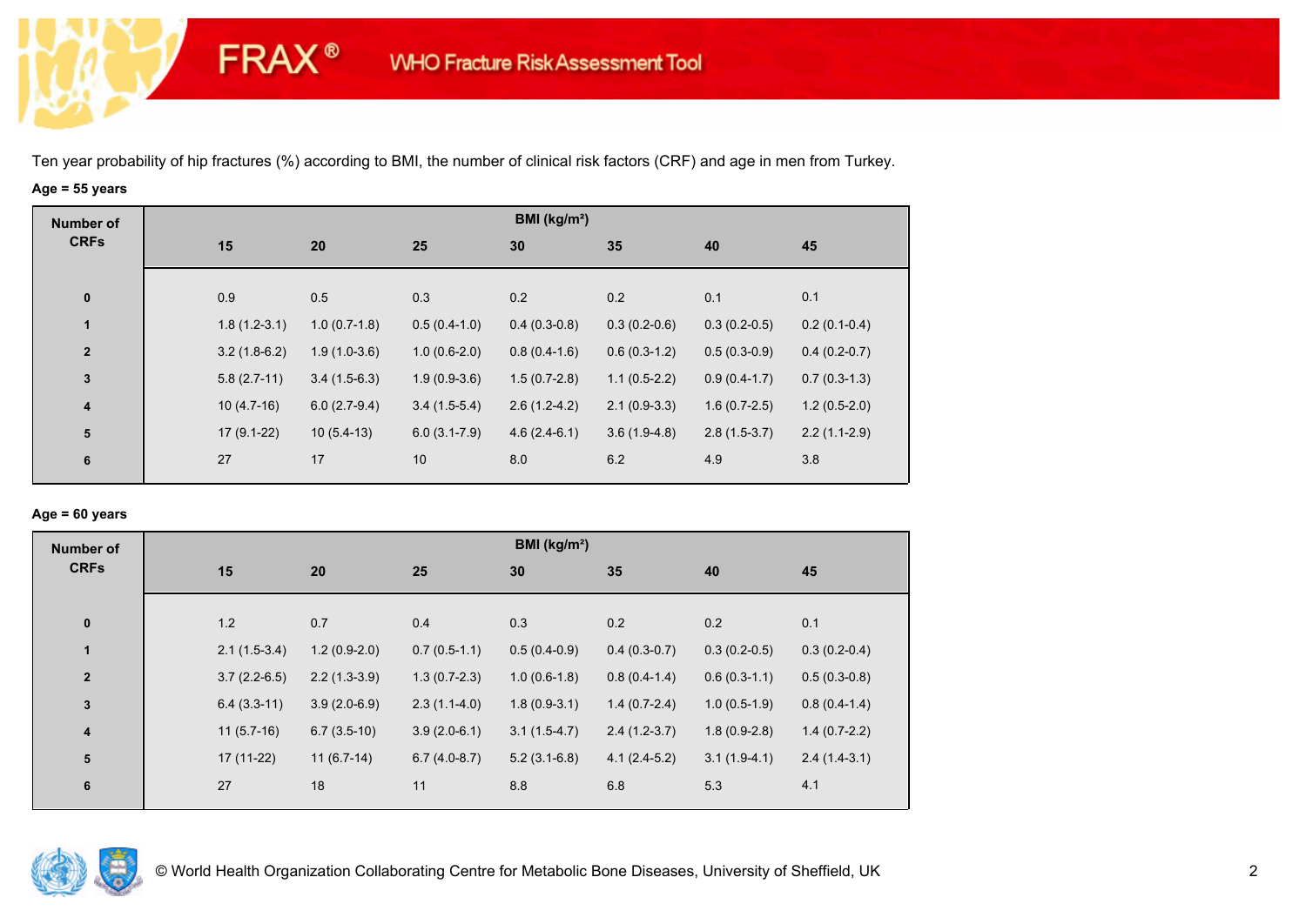Ten year probability of hip fractures (%) according to BMI, the number of clinical risk factors (CRF) and age in men from Turkey.

**Age = 55 years**

| Number of CRFs | BMI (kg/m²) | | | | | | |
|---|---|---|---|---|---|---|---|
| | 15 | 20 | 25 | 30 | 35 | 40 | 45 |
| 0 | 0.9 | 0.5 | 0.3 | 0.2 | 0.2 | 0.1 | 0.1 |
| 1 | 1.8 (1.2-3.1) | 1.0 (0.7-1.8) | 0.5 (0.4-1.0) | 0.4 (0.3-0.8) | 0.3 (0.2-0.6) | 0.3 (0.2-0.5) | 0.2 (0.1-0.4) |
| 2 | 3.2 (1.8-6.2) | 1.9 (1.0-3.6) | 1.0 (0.6-2.0) | 0.8 (0.4-1.6) | 0.6 (0.3-1.2) | 0.5 (0.3-0.9) | 0.4 (0.2-0.7) |
| 3 | 5.8 (2.7-11) | 3.4 (1.5-6.3) | 1.9 (0.9-3.6) | 1.5 (0.7-2.8) | 1.1 (0.5-2.2) | 0.9 (0.4-1.7) | 0.7 (0.3-1.3) |
| 4 | 10 (4.7-16) | 6.0 (2.7-9.4) | 3.4 (1.5-5.4) | 2.6 (1.2-4.2) | 2.1 (0.9-3.3) | 1.6 (0.7-2.5) | 1.2 (0.5-2.0) |
| 5 | 17 (9.1-22) | 10 (5.4-13) | 6.0 (3.1-7.9) | 4.6 (2.4-6.1) | 3.6 (1.9-4.8) | 2.8 (1.5-3.7) | 2.2 (1.1-2.9) |
| 6 | 27 | 17 | 10 | 8.0 | 6.2 | 4.9 | 3.8 |

**Age = 60 years**

| Number of CRFs | BMI (kg/m²) | | | | | | |
|---|---|---|---|---|---|---|---|
| | 15 | 20 | 25 | 30 | 35 | 40 | 45 |
| 0 | 1.2 | 0.7 | 0.4 | 0.3 | 0.2 | 0.2 | 0.1 |
| 1 | 2.1 (1.5-3.4) | 1.2 (0.9-2.0) | 0.7 (0.5-1.1) | 0.5 (0.4-0.9) | 0.4 (0.3-0.7) | 0.3 (0.2-0.5) | 0.3 (0.2-0.4) |
| 2 | 3.7 (2.2-6.5) | 2.2 (1.3-3.9) | 1.3 (0.7-2.3) | 1.0 (0.6-1.8) | 0.8 (0.4-1.4) | 0.6 (0.3-1.1) | 0.5 (0.3-0.8) |
| 3 | 6.4 (3.3-11) | 3.9 (2.0-6.9) | 2.3 (1.1-4.0) | 1.8 (0.9-3.1) | 1.4 (0.7-2.4) | 1.0 (0.5-1.9) | 0.8 (0.4-1.4) |
| 4 | 11 (5.7-16) | 6.7 (3.5-10) | 3.9 (2.0-6.1) | 3.1 (1.5-4.7) | 2.4 (1.2-3.7) | 1.8 (0.9-2.8) | 1.4 (0.7-2.2) |
| 5 | 17 (11-22) | 11 (6.7-14) | 6.7 (4.0-8.7) | 5.2 (3.1-6.8) | 4.1 (2.4-5.2) | 3.1 (1.9-4.1) | 2.4 (1.4-3.1) |
| 6 | 27 | 18 | 11 | 8.8 | 6.8 | 5.3 | 4.1 |

© World Health Organization Collaborating Centre for Metabolic Bone Diseases, University of Sheffield, UK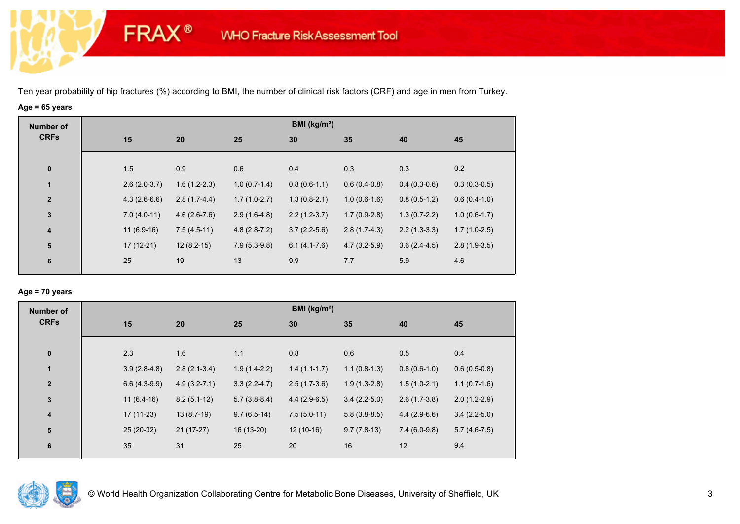Ten year probability of hip fractures (%) according to BMI, the number of clinical risk factors (CRF) and age in men from Turkey.

**Age = 65 years**

| Number of CRFs | BMI (kg/m²) | | | | | | |
|---|---|---|---|---|---|---|---|
| | 15 | 20 | 25 | 30 | 35 | 40 | 45 |
| 0 | 1.5 | 0.9 | 0.6 | 0.4 | 0.3 | 0.3 | 0.2 |
| 1 | 2.6 (2.0-3.7) | 1.6 (1.2-2.3) | 1.0 (0.7-1.4) | 0.8 (0.6-1.1) | 0.6 (0.4-0.8) | 0.4 (0.3-0.6) | 0.3 (0.3-0.5) |
| 2 | 4.3 (2.6-6.6) | 2.8 (1.7-4.4) | 1.7 (1.0-2.7) | 1.3 (0.8-2.1) | 1.0 (0.6-1.6) | 0.8 (0.5-1.2) | 0.6 (0.4-1.0) |
| 3 | 7.0 (4.0-11) | 4.6 (2.6-7.6) | 2.9 (1.6-4.8) | 2.2 (1.2-3.7) | 1.7 (0.9-2.8) | 1.3 (0.7-2.2) | 1.0 (0.6-1.7) |
| 4 | 11 (6.9-16) | 7.5 (4.5-11) | 4.8 (2.8-7.2) | 3.7 (2.2-5.6) | 2.8 (1.7-4.3) | 2.2 (1.3-3.3) | 1.7 (1.0-2.5) |
| 5 | 17 (12-21) | 12 (8.2-15) | 7.9 (5.3-9.8) | 6.1 (4.1-7.6) | 4.7 (3.2-5.9) | 3.6 (2.4-4.5) | 2.8 (1.9-3.5) |
| 6 | 25 | 19 | 13 | 9.9 | 7.7 | 5.9 | 4.6 |

**Age = 70 years**

| Number of CRFs | BMI (kg/m²) | | | | | | |
|---|---|---|---|---|---|---|---|
| | 15 | 20 | 25 | 30 | 35 | 40 | 45 |
| 0 | 2.3 | 1.6 | 1.1 | 0.8 | 0.6 | 0.5 | 0.4 |
| 1 | 3.9 (2.8-4.8) | 2.8 (2.1-3.4) | 1.9 (1.4-2.2) | 1.4 (1.1-1.7) | 1.1 (0.8-1.3) | 0.8 (0.6-1.0) | 0.6 (0.5-0.8) |
| 2 | 6.6 (4.3-9.9) | 4.9 (3.2-7.1) | 3.3 (2.2-4.7) | 2.5 (1.7-3.6) | 1.9 (1.3-2.8) | 1.5 (1.0-2.1) | 1.1 (0.7-1.6) |
| 3 | 11 (6.4-16) | 8.2 (5.1-12) | 5.7 (3.8-8.4) | 4.4 (2.9-6.5) | 3.4 (2.2-5.0) | 2.6 (1.7-3.8) | 2.0 (1.2-2.9) |
| 4 | 17 (11-23) | 13 (8.7-19) | 9.7 (6.5-14) | 7.5 (5.0-11) | 5.8 (3.8-8.5) | 4.4 (2.9-6.6) | 3.4 (2.2-5.0) |
| 5 | 25 (20-32) | 21 (17-27) | 16 (13-20) | 12 (10-16) | 9.7 (7.8-13) | 7.4 (6.0-9.8) | 5.7 (4.6-7.5) |
| 6 | 35 | 31 | 25 | 20 | 16 | 12 | 9.4 |

© World Health Organization Collaborating Centre for Metabolic Bone Diseases, University of Sheffield, UK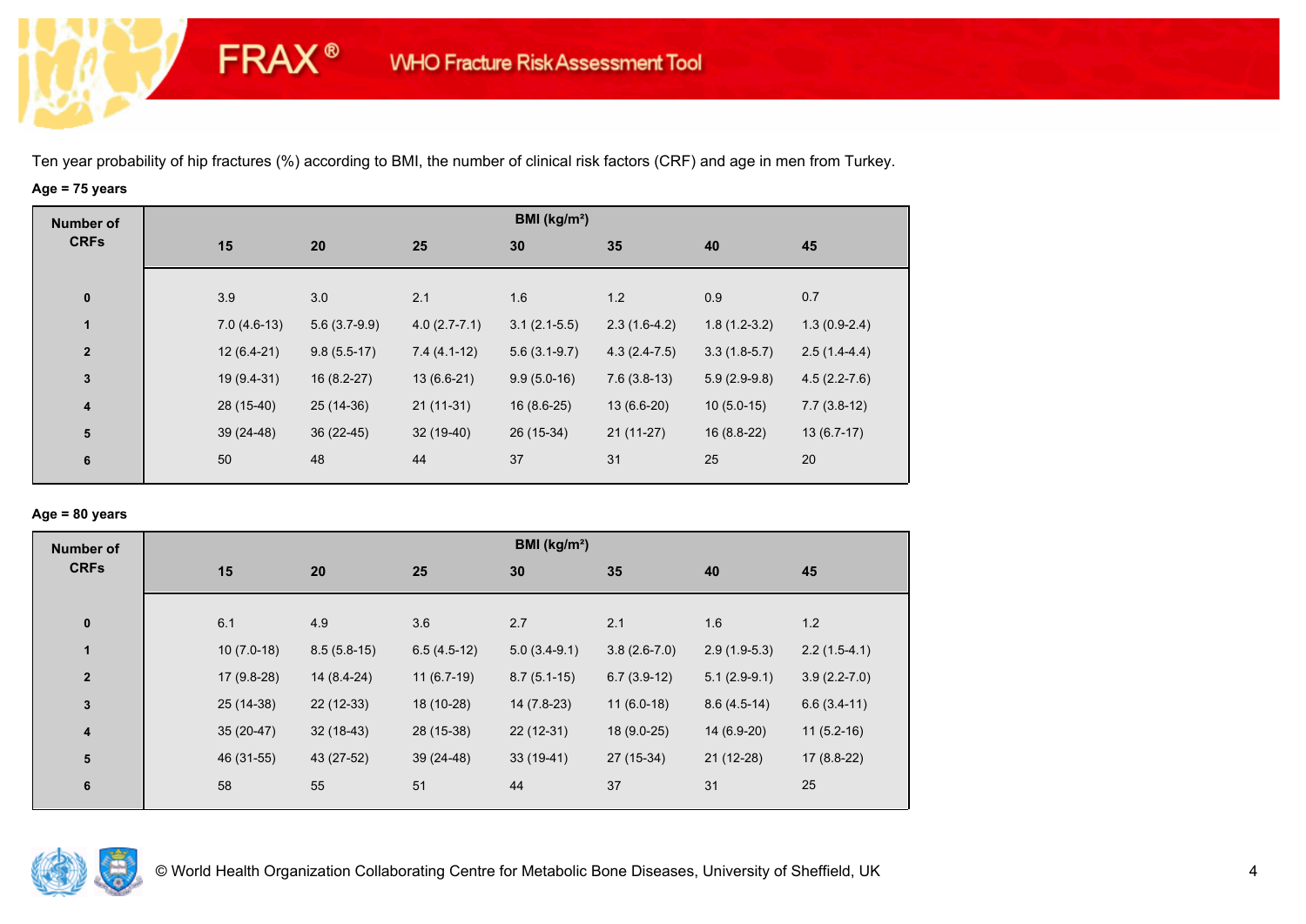Ten year probability of hip fractures (%) according to BMI, the number of clinical risk factors (CRF) and age in men from Turkey.

**Age = 75 years**

| Number of CRFs | BMI (kg/m²) | | | | | | |
|---|---|---|---|---|---|---|---|
| | 15 | 20 | 25 | 30 | 35 | 40 | 45 |
| 0 | 3.9 | 3.0 | 2.1 | 1.6 | 1.2 | 0.9 | 0.7 |
| 1 | 7.0 (4.6-13) | 5.6 (3.7-9.9) | 4.0 (2.7-7.1) | 3.1 (2.1-5.5) | 2.3 (1.6-4.2) | 1.8 (1.2-3.2) | 1.3 (0.9-2.4) |
| 2 | 12 (6.4-21) | 9.8 (5.5-17) | 7.4 (4.1-12) | 5.6 (3.1-9.7) | 4.3 (2.4-7.5) | 3.3 (1.8-5.7) | 2.5 (1.4-4.4) |
| 3 | 19 (9.4-31) | 16 (8.2-27) | 13 (6.6-21) | 9.9 (5.0-16) | 7.6 (3.8-13) | 5.9 (2.9-9.8) | 4.5 (2.2-7.6) |
| 4 | 28 (15-40) | 25 (14-36) | 21 (11-31) | 16 (8.6-25) | 13 (6.6-20) | 10 (5.0-15) | 7.7 (3.8-12) |
| 5 | 39 (24-48) | 36 (22-45) | 32 (19-40) | 26 (15-34) | 21 (11-27) | 16 (8.8-22) | 13 (6.7-17) |
| 6 | 50 | 48 | 44 | 37 | 31 | 25 | 20 |

**Age = 80 years**

| Number of CRFs | BMI (kg/m²) | | | | | | |
|---|---|---|---|---|---|---|---|
| | 15 | 20 | 25 | 30 | 35 | 40 | 45 |
| 0 | 6.1 | 4.9 | 3.6 | 2.7 | 2.1 | 1.6 | 1.2 |
| 1 | 10 (7.0-18) | 8.5 (5.8-15) | 6.5 (4.5-12) | 5.0 (3.4-9.1) | 3.8 (2.6-7.0) | 2.9 (1.9-5.3) | 2.2 (1.5-4.1) |
| 2 | 17 (9.8-28) | 14 (8.4-24) | 11 (6.7-19) | 8.7 (5.1-15) | 6.7 (3.9-12) | 5.1 (2.9-9.1) | 3.9 (2.2-7.0) |
| 3 | 25 (14-38) | 22 (12-33) | 18 (10-28) | 14 (7.8-23) | 11 (6.0-18) | 8.6 (4.5-14) | 6.6 (3.4-11) |
| 4 | 35 (20-47) | 32 (18-43) | 28 (15-38) | 22 (12-31) | 18 (9.0-25) | 14 (6.9-20) | 11 (5.2-16) |
| 5 | 46 (31-55) | 43 (27-52) | 39 (24-48) | 33 (19-41) | 27 (15-34) | 21 (12-28) | 17 (8.8-22) |
| 6 | 58 | 55 | 51 | 44 | 37 | 31 | 25 |

© World Health Organization Collaborating Centre for Metabolic Bone Diseases, University of Sheffield, UK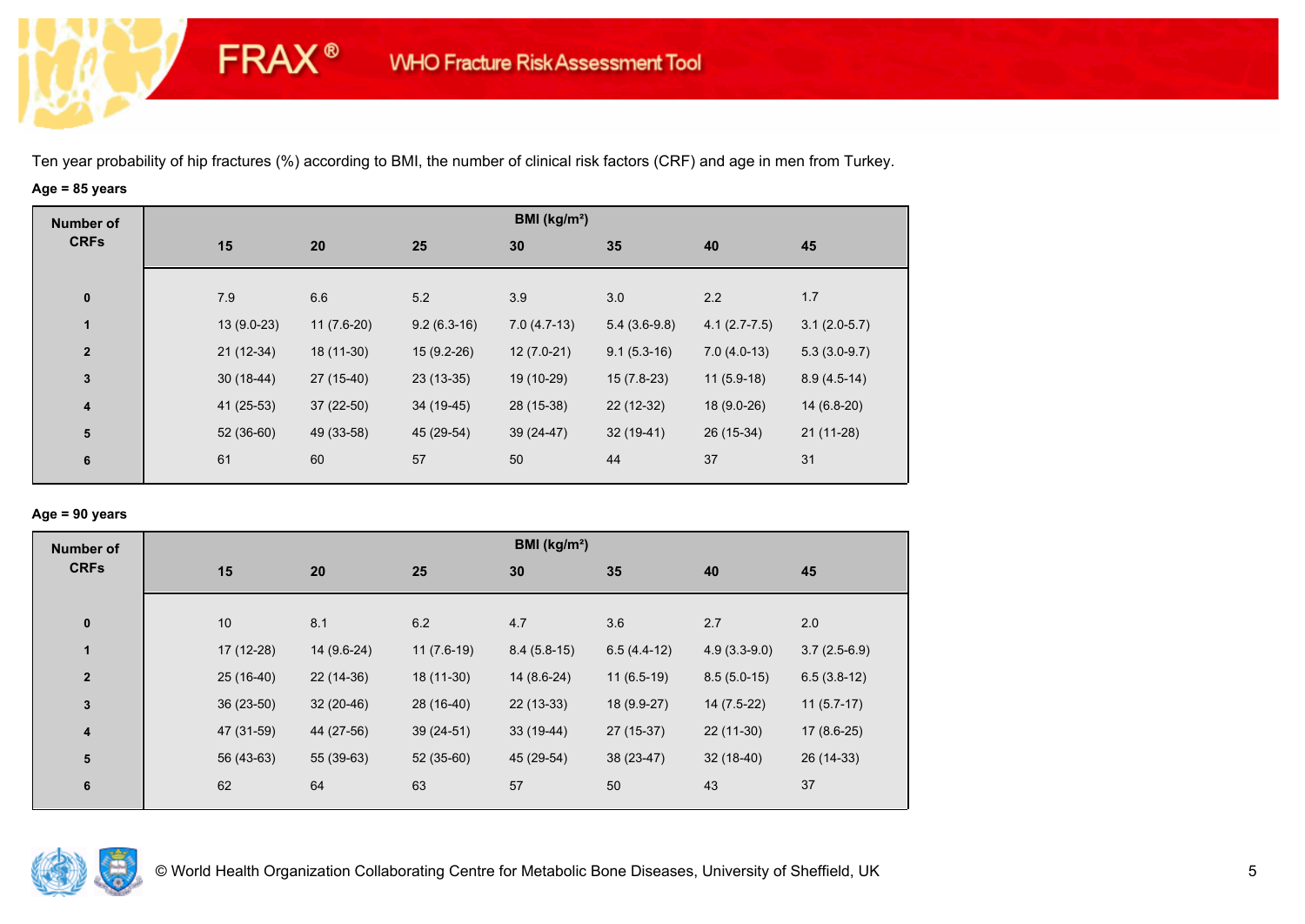# FRAX® WHO Fracture Risk Assessment Tool

Ten year probability of hip fractures (%) according to BMI, the number of clinical risk factors (CRF) and age in men from Turkey.

**Age = 85 years**

| Number of CRFs | BMI (kg/m²) | | | | | | |
|---|---|---|---|---|---|---|---|
| | **15** | **20** | **25** | **30** | **35** | **40** | **45** |
| **0** | 7.9 | 6.6 | 5.2 | 3.9 | 3.0 | 2.2 | 1.7 |
| **1** | 13 (9.0-23) | 11 (7.6-20) | 9.2 (6.3-16) | 7.0 (4.7-13) | 5.4 (3.6-9.8) | 4.1 (2.7-7.5) | 3.1 (2.0-5.7) |
| **2** | 21 (12-34) | 18 (11-30) | 15 (9.2-26) | 12 (7.0-21) | 9.1 (5.3-16) | 7.0 (4.0-13) | 5.3 (3.0-9.7) |
| **3** | 30 (18-44) | 27 (15-40) | 23 (13-35) | 19 (10-29) | 15 (7.8-23) | 11 (5.9-18) | 8.9 (4.5-14) |
| **4** | 41 (25-53) | 37 (22-50) | 34 (19-45) | 28 (15-38) | 22 (12-32) | 18 (9.0-26) | 14 (6.8-20) |
| **5** | 52 (36-60) | 49 (33-58) | 45 (29-54) | 39 (24-47) | 32 (19-41) | 26 (15-34) | 21 (11-28) |
| **6** | 61 | 60 | 57 | 50 | 44 | 37 | 31 |

**Age = 90 years**

| Number of CRFs | BMI (kg/m²) | | | | | | |
|---|---|---|---|---|---|---|---|
| | **15** | **20** | **25** | **30** | **35** | **40** | **45** |
| **0** | 10 | 8.1 | 6.2 | 4.7 | 3.6 | 2.7 | 2.0 |
| **1** | 17 (12-28) | 14 (9.6-24) | 11 (7.6-19) | 8.4 (5.8-15) | 6.5 (4.4-12) | 4.9 (3.3-9.0) | 3.7 (2.5-6.9) |
| **2** | 25 (16-40) | 22 (14-36) | 18 (11-30) | 14 (8.6-24) | 11 (6.5-19) | 8.5 (5.0-15) | 6.5 (3.8-12) |
| **3** | 36 (23-50) | 32 (20-46) | 28 (16-40) | 22 (13-33) | 18 (9.9-27) | 14 (7.5-22) | 11 (5.7-17) |
| **4** | 47 (31-59) | 44 (27-56) | 39 (24-51) | 33 (19-44) | 27 (15-37) | 22 (11-30) | 17 (8.6-25) |
| **5** | 56 (43-63) | 55 (39-63) | 52 (35-60) | 45 (29-54) | 38 (23-47) | 32 (18-40) | 26 (14-33) |
| **6** | 62 | 64 | 63 | 57 | 50 | 43 | 37 |

© World Health Organization Collaborating Centre for Metabolic Bone Diseases, University of Sheffield, UK